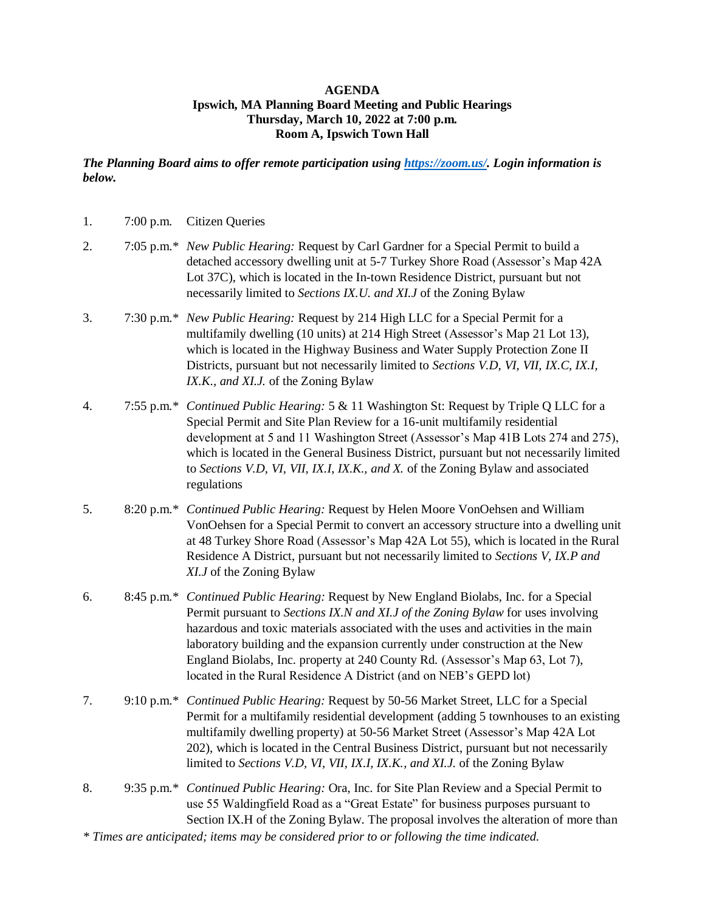**AGENDA**
**Ipswich, MA Planning Board Meeting and Public Hearings**
**Thursday, March 10, 2022 at 7:00 p.m.**
**Room A, Ipswich Town Hall**

***The Planning Board aims to offer remote participation using [https://zoom.us/](https://zoom.us/). Login information is below.***

1. 7:00 p.m. Citizen Queries

2. 7:05 p.m.* *New Public Hearing:* Request by Carl Gardner for a Special Permit to build a detached accessory dwelling unit at 5-7 Turkey Shore Road (Assessor's Map 42A Lot 37C), which is located in the In-town Residence District, pursuant but not necessarily limited to *Sections IX.U. and XI.J* of the Zoning Bylaw

3. 7:30 p.m.* *New Public Hearing:* Request by 214 High LLC for a Special Permit for a multifamily dwelling (10 units) at 214 High Street (Assessor's Map 21 Lot 13), which is located in the Highway Business and Water Supply Protection Zone II Districts, pursuant but not necessarily limited to *Sections V.D, VI, VII, IX.C, IX.I, IX.K., and XI.J.* of the Zoning Bylaw

4. 7:55 p.m.* *Continued Public Hearing:* 5 & 11 Washington St: Request by Triple Q LLC for a Special Permit and Site Plan Review for a 16-unit multifamily residential development at 5 and 11 Washington Street (Assessor's Map 41B Lots 274 and 275), which is located in the General Business District, pursuant but not necessarily limited to *Sections V.D, VI, VII, IX.I, IX.K., and X.* of the Zoning Bylaw and associated regulations

5. 8:20 p.m.* *Continued Public Hearing:* Request by Helen Moore VonOehsen and William VonOehsen for a Special Permit to convert an accessory structure into a dwelling unit at 48 Turkey Shore Road (Assessor's Map 42A Lot 55), which is located in the Rural Residence A District, pursuant but not necessarily limited to *Sections V, IX.P and XI.J* of the Zoning Bylaw

6. 8:45 p.m.* *Continued Public Hearing:* Request by New England Biolabs, Inc. for a Special Permit pursuant to *Sections IX.N and XI.J of the Zoning Bylaw* for uses involving hazardous and toxic materials associated with the uses and activities in the main laboratory building and the expansion currently under construction at the New England Biolabs, Inc. property at 240 County Rd. (Assessor's Map 63, Lot 7), located in the Rural Residence A District (and on NEB's GEPD lot)

7. 9:10 p.m.* *Continued Public Hearing:* Request by 50-56 Market Street, LLC for a Special Permit for a multifamily residential development (adding 5 townhouses to an existing multifamily dwelling property) at 50-56 Market Street (Assessor's Map 42A Lot 202), which is located in the Central Business District, pursuant but not necessarily limited to *Sections V.D, VI, VII, IX.I, IX.K., and XI.J.* of the Zoning Bylaw

8. 9:35 p.m.* *Continued Public Hearing:* Ora, Inc. for Site Plan Review and a Special Permit to use 55 Waldingfield Road as a "Great Estate" for business purposes pursuant to Section IX.H of the Zoning Bylaw. The proposal involves the alteration of more than

*\* Times are anticipated; items may be considered prior to or following the time indicated.*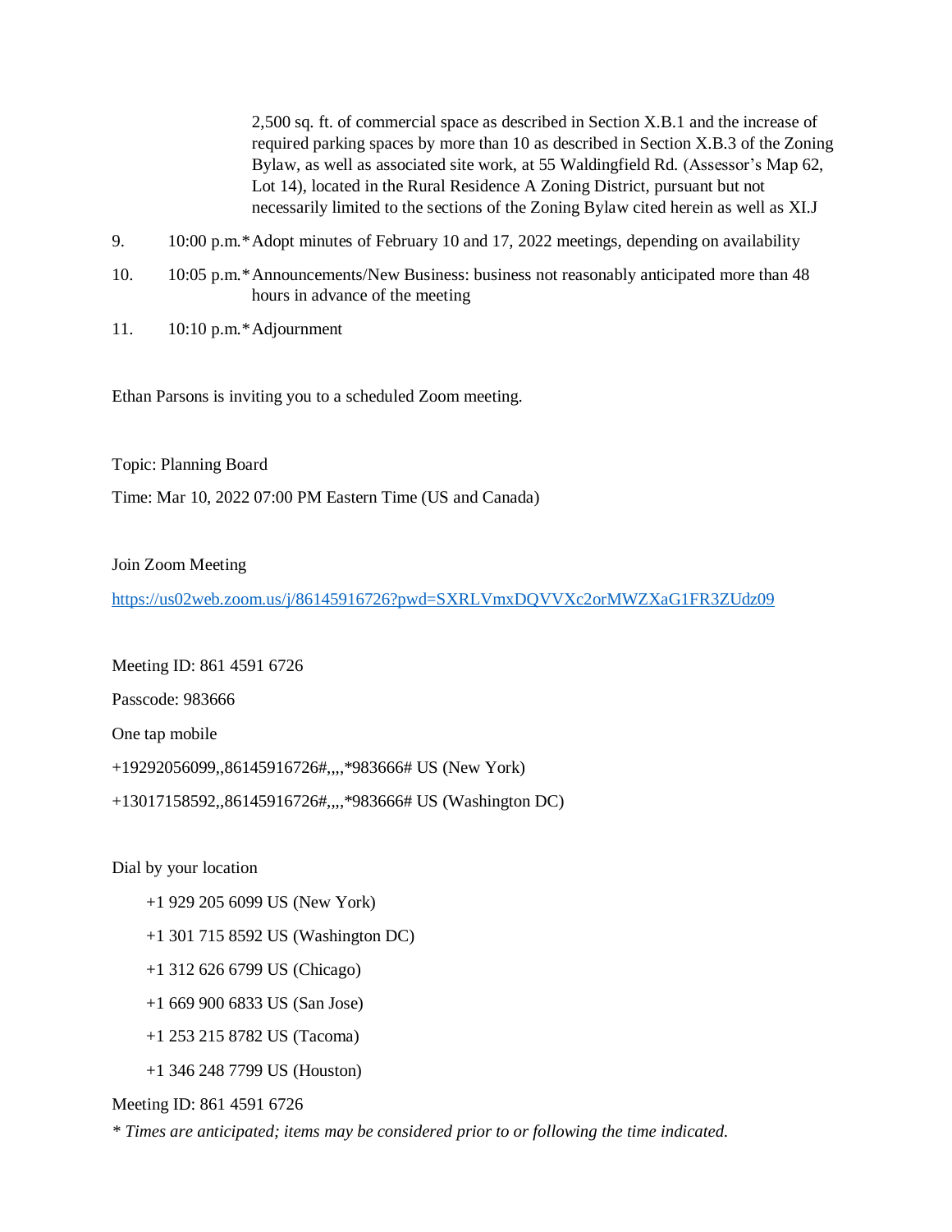2,500 sq. ft. of commercial space as described in Section X.B.1 and the increase of required parking spaces by more than 10 as described in Section X.B.3 of the Zoning Bylaw, as well as associated site work, at 55 Waldingfield Rd. (Assessor's Map 62, Lot 14), located in the Rural Residence A Zoning District, pursuant but not necessarily limited to the sections of the Zoning Bylaw cited herein as well as XI.J

9. 10:00 p.m.* Adopt minutes of February 10 and 17, 2022 meetings, depending on availability

10. 10:05 p.m.* Announcements/New Business: business not reasonably anticipated more than 48 hours in advance of the meeting

11. 10:10 p.m.* Adjournment

Ethan Parsons is inviting you to a scheduled Zoom meeting.

Topic: Planning Board

Time: Mar 10, 2022 07:00 PM Eastern Time (US and Canada)

Join Zoom Meeting

https://us02web.zoom.us/j/86145916726?pwd=SXRLVmxDQVVXc2orMWZXaG1FR3ZUdz09

Meeting ID: 861 4591 6726

Passcode: 983666

One tap mobile

+19292056099,,86145916726#,,,,*983666# US (New York)

+13017158592,,86145916726#,,,,*983666# US (Washington DC)

Dial by your location

- +1 929 205 6099 US (New York)
- +1 301 715 8592 US (Washington DC)
- +1 312 626 6799 US (Chicago)
- +1 669 900 6833 US (San Jose)
- +1 253 215 8782 US (Tacoma)
- +1 346 248 7799 US (Houston)

Meeting ID: 861 4591 6726

*\* Times are anticipated; items may be considered prior to or following the time indicated.*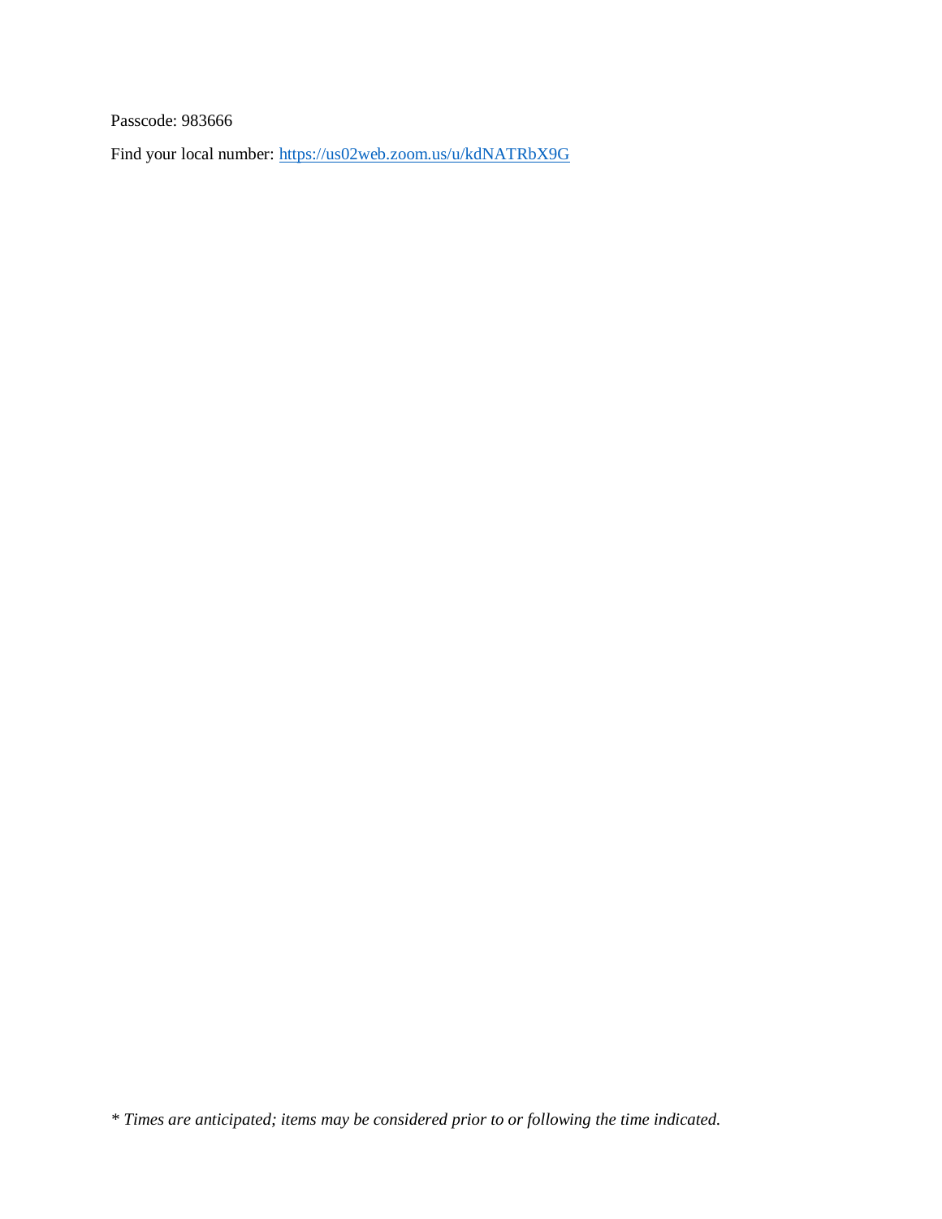Passcode: 983666

Find your local number: [https://us02web.zoom.us/u/kdNATRbX9G](https://us02web.zoom.us/u/kdNATRbX9G)

*\* Times are anticipated; items may be considered prior to or following the time indicated.*